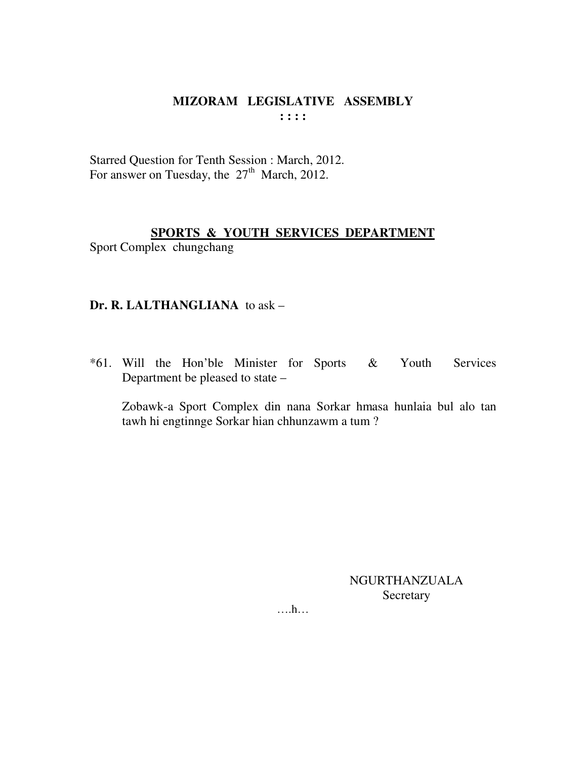# MIZORAM LEGISLATIVE ASSEMBLY

**: : : :**

Starred Question for Tenth Session : March, 2012.
For answer on Tuesday, the 27th March, 2012.

## SPORTS & YOUTH SERVICES DEPARTMENT

Sport Complex chungchang

**Dr. R. LALTHANGLIANA** to ask –

*61. Will the Hon'ble Minister for Sports & Youth Services Department be pleased to state –

Zobawk-a Sport Complex din nana Sorkar hmasa hunlaia bul alo tan tawh hi engtinnge Sorkar hian chhunzawm a tum ?

NGURTHANZUALA
Secretary

….h…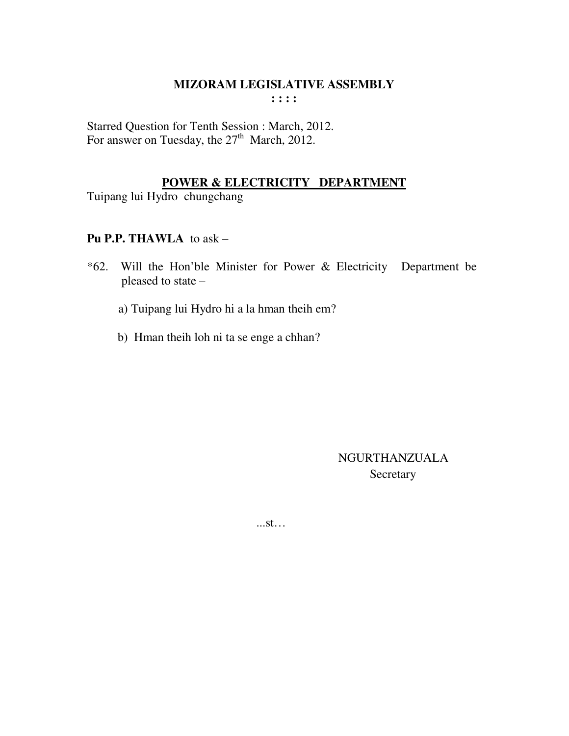# MIZORAM LEGISLATIVE ASSEMBLY

**: : : :**

Starred Question for Tenth Session : March, 2012.
For answer on Tuesday, the 27th March, 2012.

## POWER & ELECTRICITY DEPARTMENT

Tuipang lui Hydro chungchang

**Pu P.P. THAWLA** to ask –

*62. Will the Hon'ble Minister for Power & Electricity Department be pleased to state –

a) Tuipang lui Hydro hi a la hman theih em?

b) Hman theih loh ni ta se enge a chhan?

NGURTHANZUALA
Secretary

...st…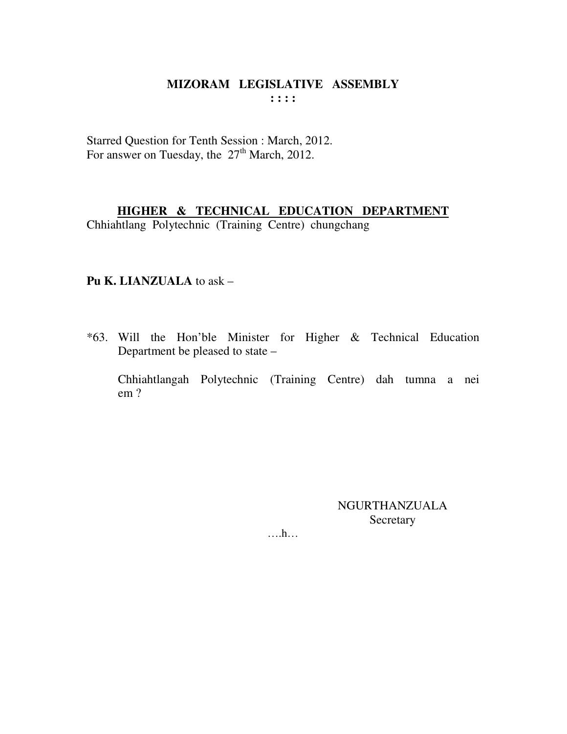# MIZORAM LEGISLATIVE ASSEMBLY

: : : :

Starred Question for Tenth Session : March, 2012.
For answer on Tuesday, the 27th March, 2012.

## HIGHER & TECHNICAL EDUCATION DEPARTMENT

Chhiahtlang Polytechnic (Training Centre) chungchang

**Pu K. LIANZUALA** to ask –

*63. Will the Hon'ble Minister for Higher & Technical Education Department be pleased to state –

Chhiahtlangah Polytechnic (Training Centre) dah tumna a nei em ?

NGURTHANZUALA
Secretary

….h…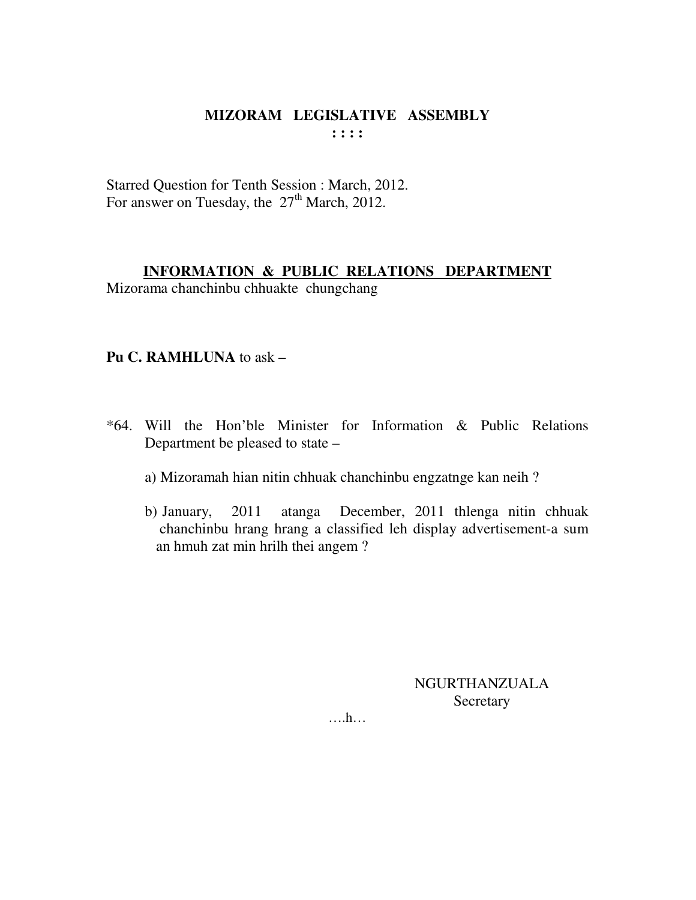**MIZORAM LEGISLATIVE ASSEMBLY**
**: : : :**

Starred Question for Tenth Session : March, 2012.
For answer on Tuesday, the 27th March, 2012.

**INFORMATION & PUBLIC RELATIONS DEPARTMENT**
Mizorama chanchinbu chhuakte chungchang

**Pu C. RAMHLUNA** to ask –

*64. Will the Hon'ble Minister for Information & Public Relations Department be pleased to state –

a) Mizoramah hian nitin chhuak chanchinbu engzatnge kan neih ?

b) January, 2011 atanga December, 2011 thlenga nitin chhuak chanchinbu hrang hrang a classified leh display advertisement-a sum an hmuh zat min hrilh thei angem ?

NGURTHANZUALA
Secretary

….h…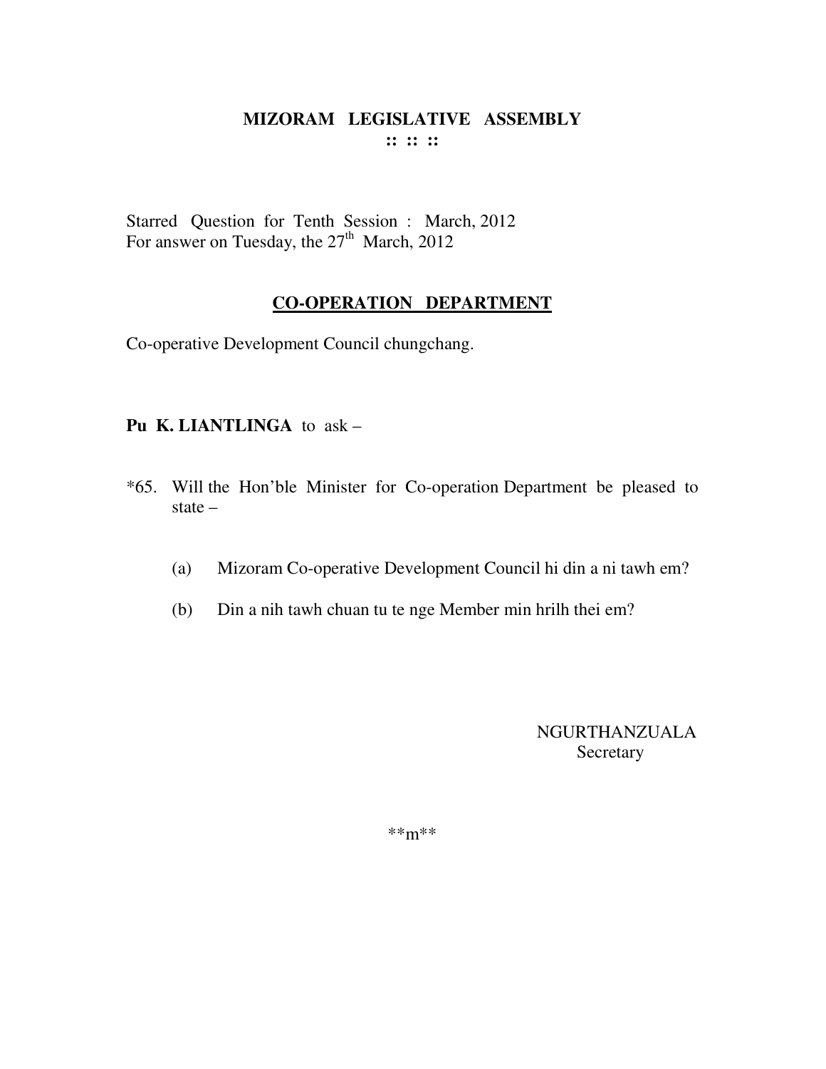**MIZORAM LEGISLATIVE ASSEMBLY**
**:: :: ::**

Starred Question for Tenth Session : March, 2012
For answer on Tuesday, the 27th March, 2012

**CO-OPERATION DEPARTMENT**

Co-operative Development Council chungchang.

**Pu K. LIANTLINGA** to ask –

*65. Will the Hon'ble Minister for Co-operation Department be pleased to state –

(a) Mizoram Co-operative Development Council hi din a ni tawh em?

(b) Din a nih tawh chuan tu te nge Member min hrilh thei em?

NGURTHANZUALA
Secretary

**m**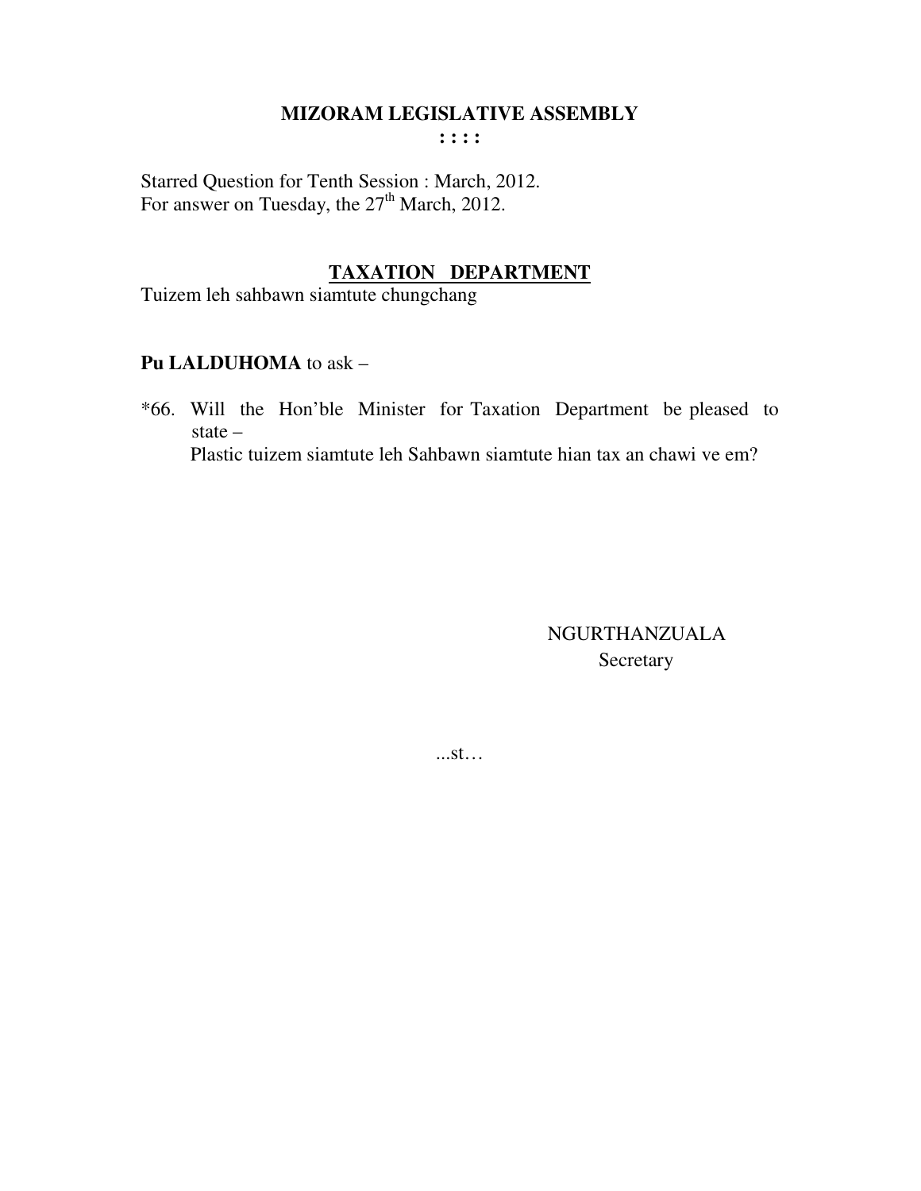**MIZORAM LEGISLATIVE ASSEMBLY**

**: : : :**

Starred Question for Tenth Session : March, 2012.
For answer on Tuesday, the 27th March, 2012.

**TAXATION DEPARTMENT**

Tuizem leh sahbawn siamtute chungchang

**Pu LALDUHOMA** to ask –

*66. Will the Hon'ble Minister for Taxation Department be pleased to state –
Plastic tuizem siamtute leh Sahbawn siamtute hian tax an chawi ve em?

NGURTHANZUALA
Secretary

...st…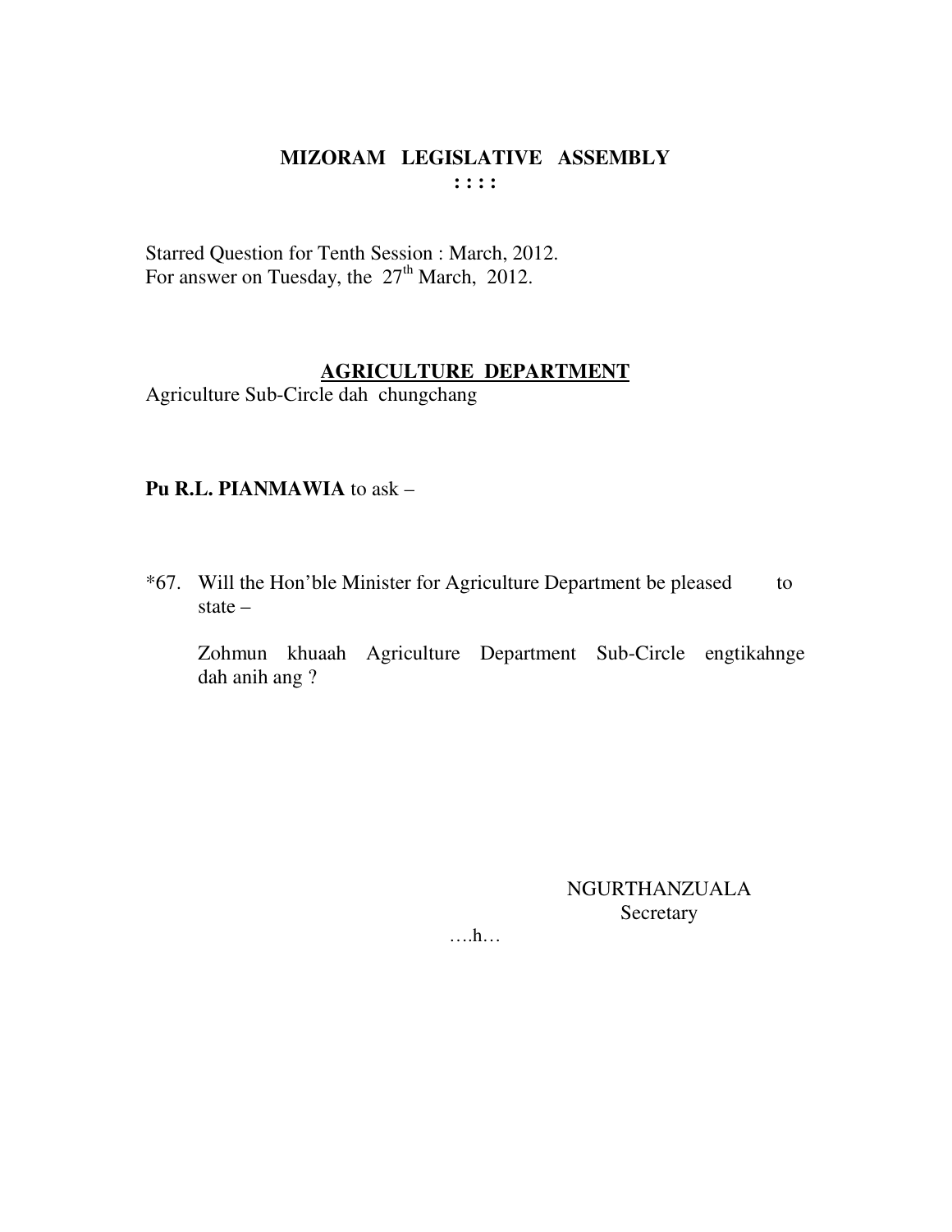# MIZORAM LEGISLATIVE ASSEMBLY

: : : :

Starred Question for Tenth Session : March, 2012.
For answer on Tuesday, the 27th March, 2012.

## AGRICULTURE DEPARTMENT

Agriculture Sub-Circle dah chungchang

**Pu R.L. PIANMAWIA** to ask –

*67. Will the Hon'ble Minister for Agriculture Department be pleased to state –

Zohmun khuaah Agriculture Department Sub-Circle engtikahnge dah anih ang ?

NGURTHANZUALA
Secretary

….h…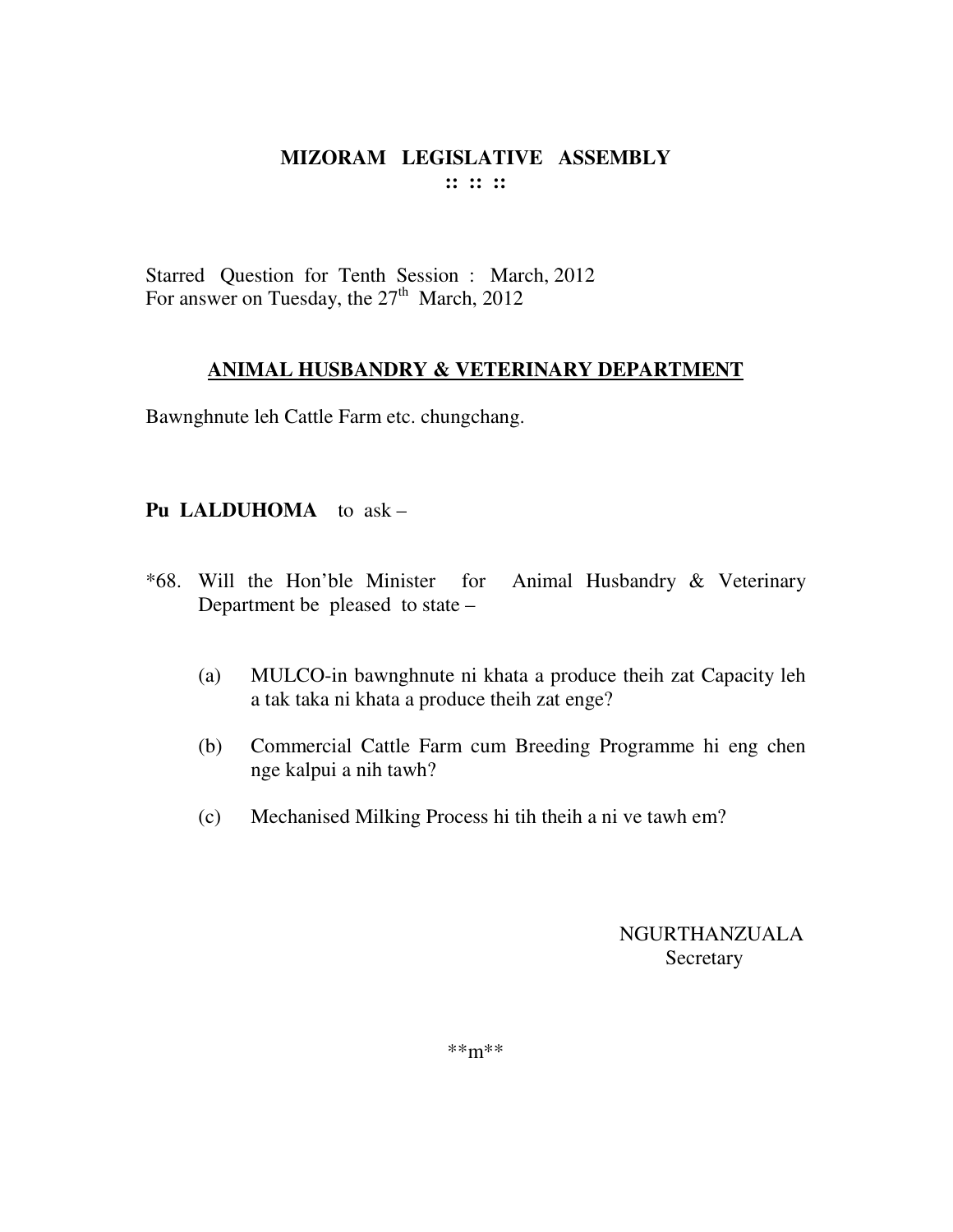# MIZORAM LEGISLATIVE ASSEMBLY

:: :: ::

Starred Question for Tenth Session : March, 2012
For answer on Tuesday, the 27th March, 2012

## ANIMAL HUSBANDRY & VETERINARY DEPARTMENT

Bawnghnute leh Cattle Farm etc. chungchang.

**Pu LALDUHOMA** to ask –

*68. Will the Hon'ble Minister for Animal Husbandry & Veterinary Department be pleased to state –

(a) MULCO-in bawnghnute ni khata a produce theih zat Capacity leh a tak taka ni khata a produce theih zat enge?

(b) Commercial Cattle Farm cum Breeding Programme hi eng chen nge kalpui a nih tawh?

(c) Mechanised Milking Process hi tih theih a ni ve tawh em?

NGURTHANZUALA
Secretary

**m**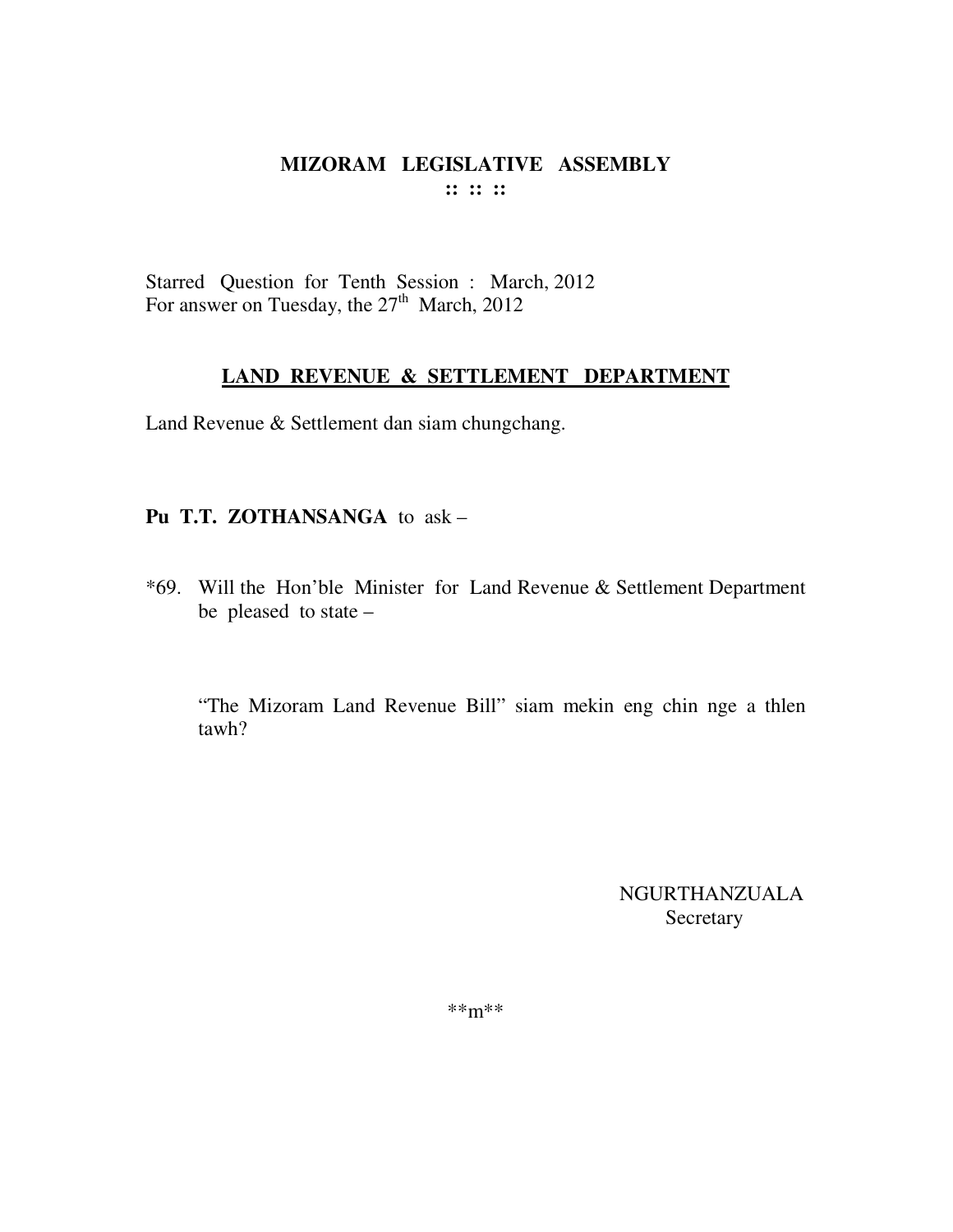# MIZORAM LEGISLATIVE ASSEMBLY

**:: :: ::**

Starred Question for Tenth Session : March, 2012
For answer on Tuesday, the 27th March, 2012

## LAND REVENUE & SETTLEMENT DEPARTMENT

Land Revenue & Settlement dan siam chungchang.

**Pu T.T. ZOTHANSANGA** to ask –

*69. Will the Hon'ble Minister for Land Revenue & Settlement Department be pleased to state –

"The Mizoram Land Revenue Bill" siam mekin eng chin nge a thlen tawh?

NGURTHANZUALA
Secretary

**m**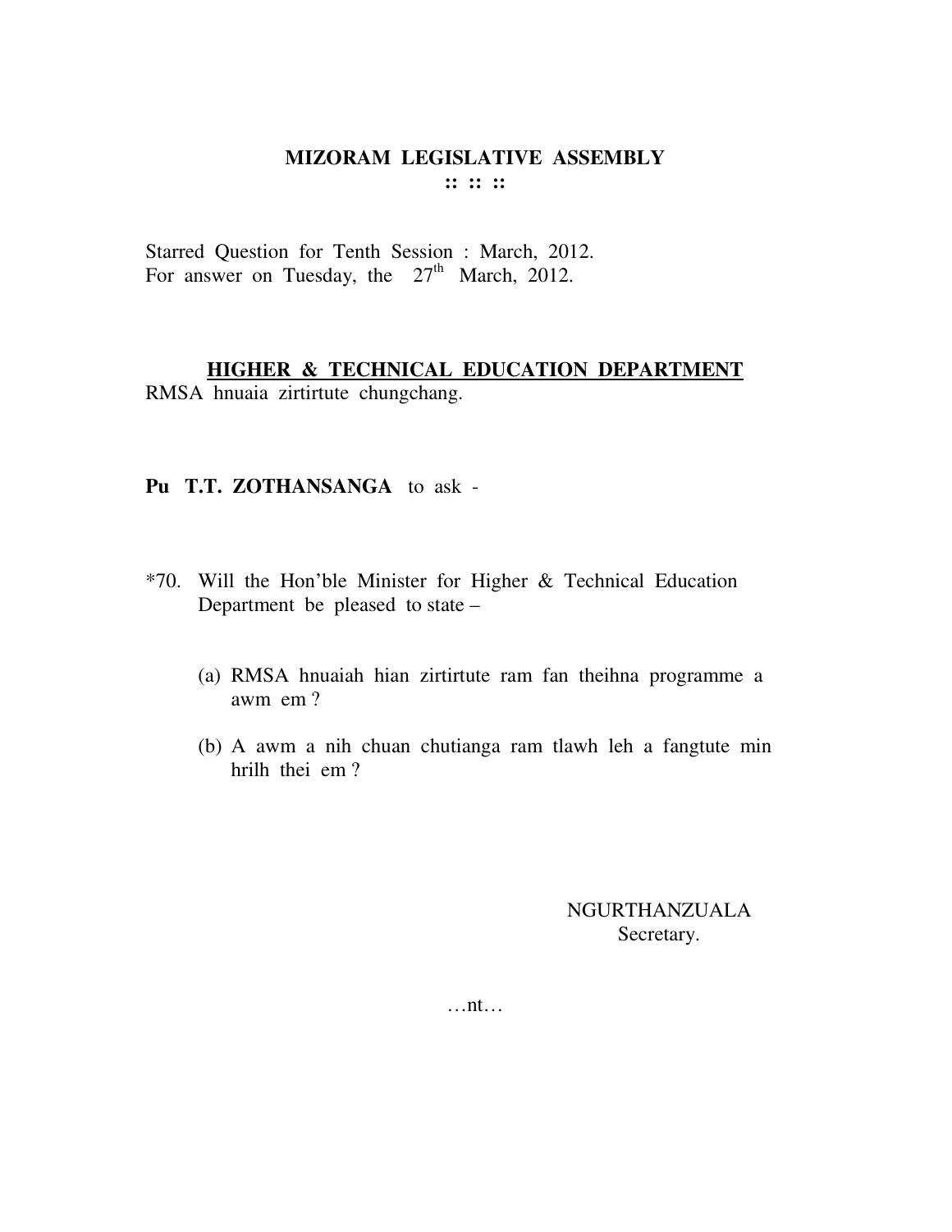# MIZORAM LEGISLATIVE ASSEMBLY

:: :: ::

Starred Question for Tenth Session : March, 2012.
For answer on Tuesday, the 27th March, 2012.

## HIGHER & TECHNICAL EDUCATION DEPARTMENT

RMSA hnuaia zirtirtute chungchang.

**Pu T.T. ZOTHANSANGA** to ask -

*70. Will the Hon'ble Minister for Higher & Technical Education Department be pleased to state –

(a) RMSA hnuaiah hian zirtirtute ram fan theihna programme a awm em ?

(b) A awm a nih chuan chutianga ram tlawh leh a fangtute min hrilh thei em ?

NGURTHANZUALA
Secretary.

…nt…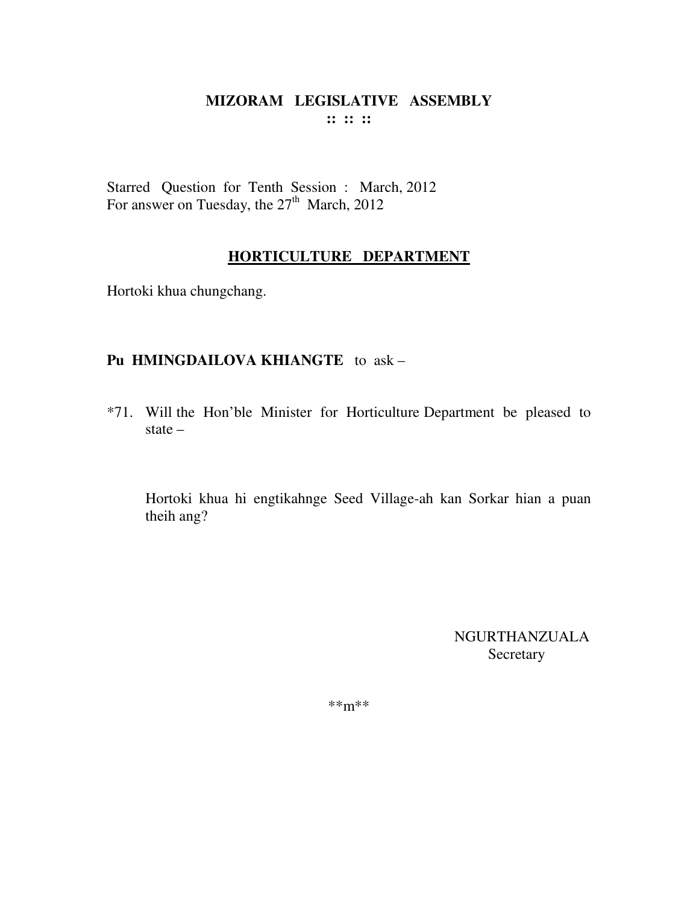# MIZORAM LEGISLATIVE ASSEMBLY

**:: :: ::**

Starred Question for Tenth Session : March, 2012
For answer on Tuesday, the 27th March, 2012

## HORTICULTURE DEPARTMENT

Hortoki khua chungchang.

**Pu HMINGDAILOVA KHIANGTE** to ask –

*71. Will the Hon'ble Minister for Horticulture Department be pleased to state –

Hortoki khua hi engtikahnge Seed Village-ah kan Sorkar hian a puan theih ang?

NGURTHANZUALA
Secretary

**m**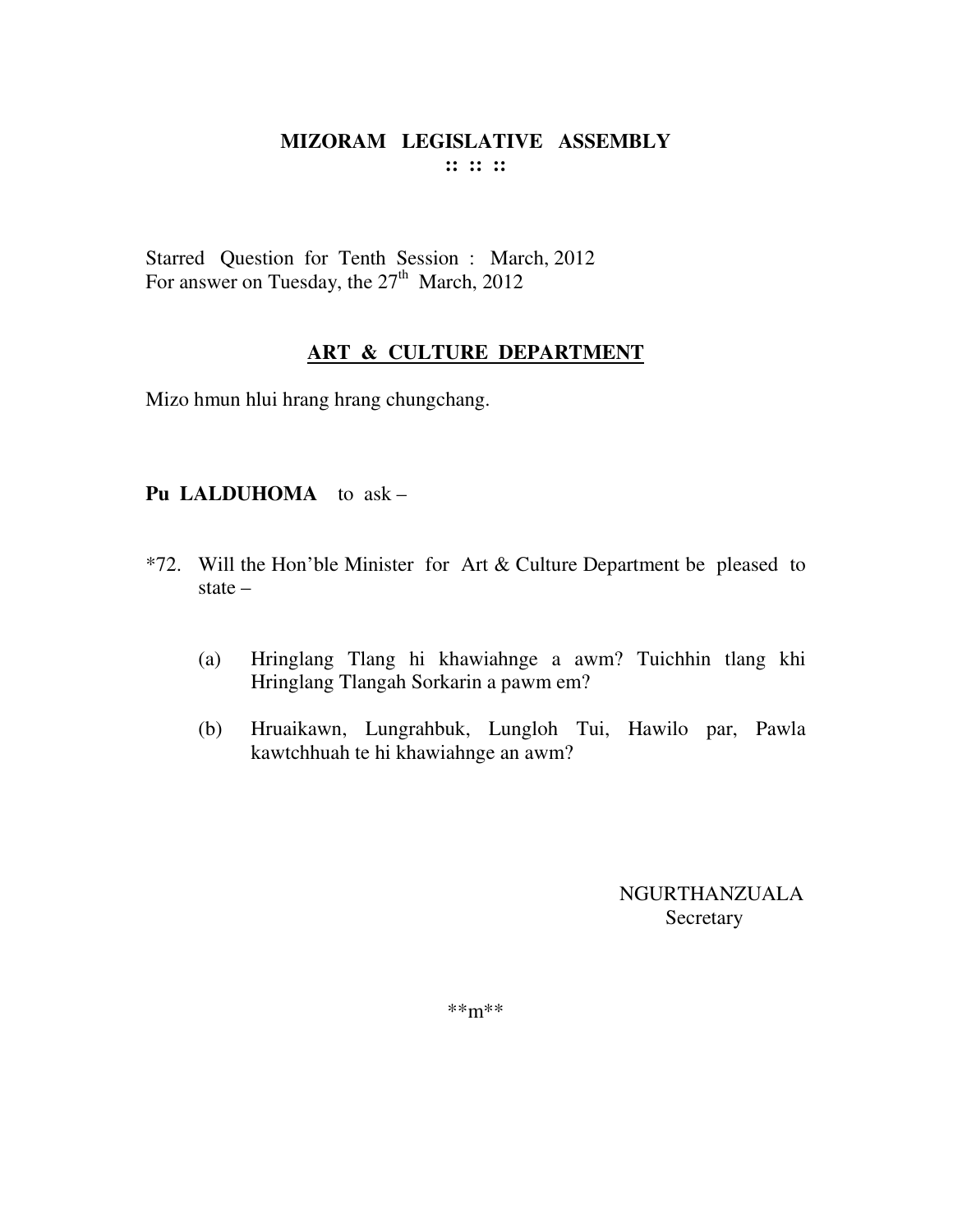# MIZORAM LEGISLATIVE ASSEMBLY

:: :: ::

Starred Question for Tenth Session : March, 2012
For answer on Tuesday, the 27th March, 2012

## ART & CULTURE DEPARTMENT

Mizo hmun hlui hrang hrang chungchang.

**Pu LALDUHOMA** to ask –

*72. Will the Hon'ble Minister for Art & Culture Department be pleased to state –

(a) Hringlang Tlang hi khawiahnge a awm? Tuichhin tlang khi Hringlang Tlangah Sorkarin a pawm em?

(b) Hruaikawn, Lungrahbuk, Lungloh Tui, Hawilo par, Pawla kawtchhuah te hi khawiahnge an awm?

NGURTHANZUALA
Secretary

**m**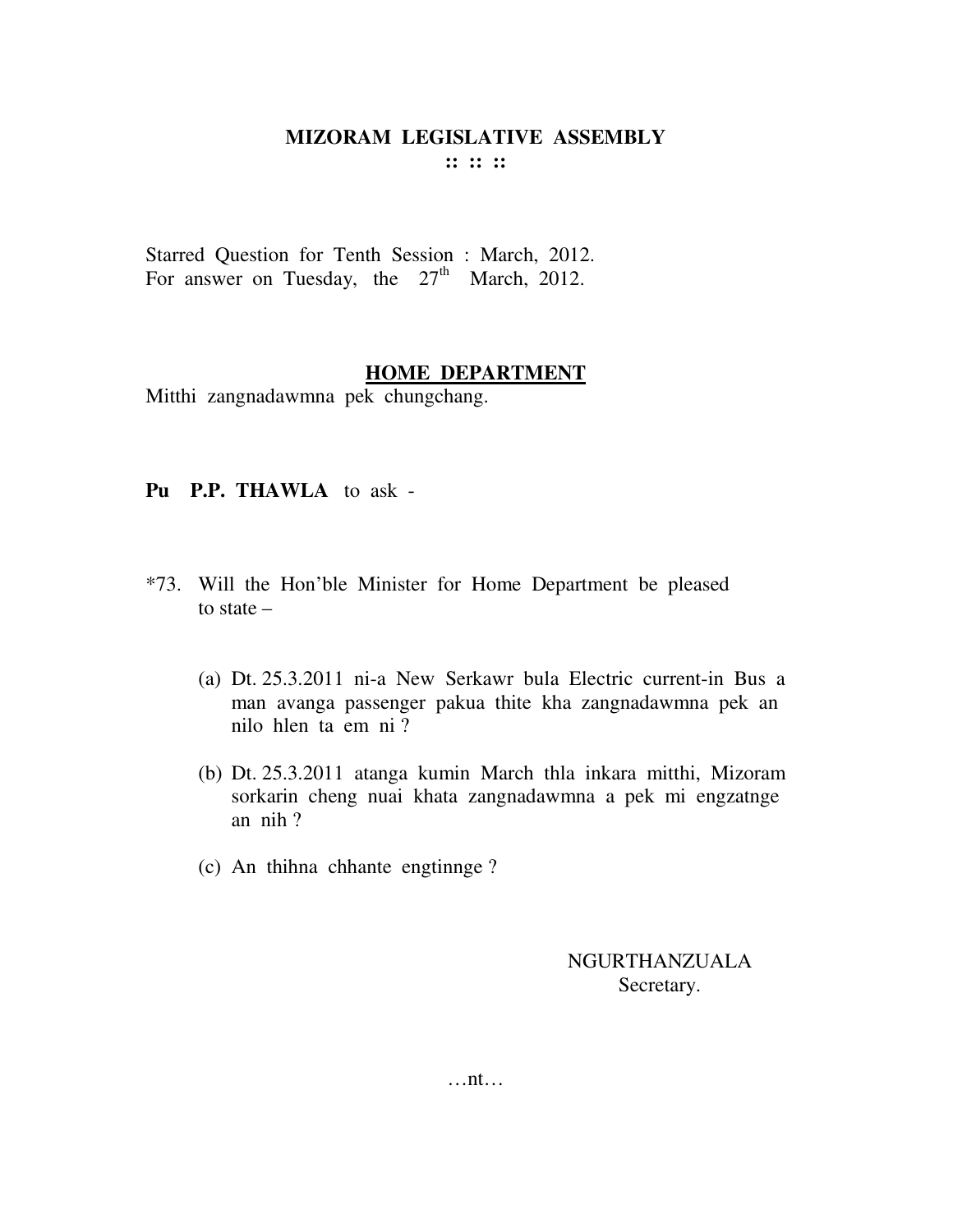# MIZORAM LEGISLATIVE ASSEMBLY

:: :: ::

Starred Question for Tenth Session : March, 2012.
For answer on Tuesday, the 27th March, 2012.

## HOME DEPARTMENT

Mitthi zangnadawmna pek chungchang.

**Pu P.P. THAWLA** to ask -

*73. Will the Hon'ble Minister for Home Department be pleased to state –

(a) Dt. 25.3.2011 ni-a New Serkawr bula Electric current-in Bus a man avanga passenger pakua thite kha zangnadawmna pek an nilo hlen ta em ni ?

(b) Dt. 25.3.2011 atanga kumin March thla inkara mitthi, Mizoram sorkarin cheng nuai khata zangnadawmna a pek mi engzatnge an nih ?

(c) An thihna chhante engtinnge ?

NGURTHANZUALA
Secretary.

…nt…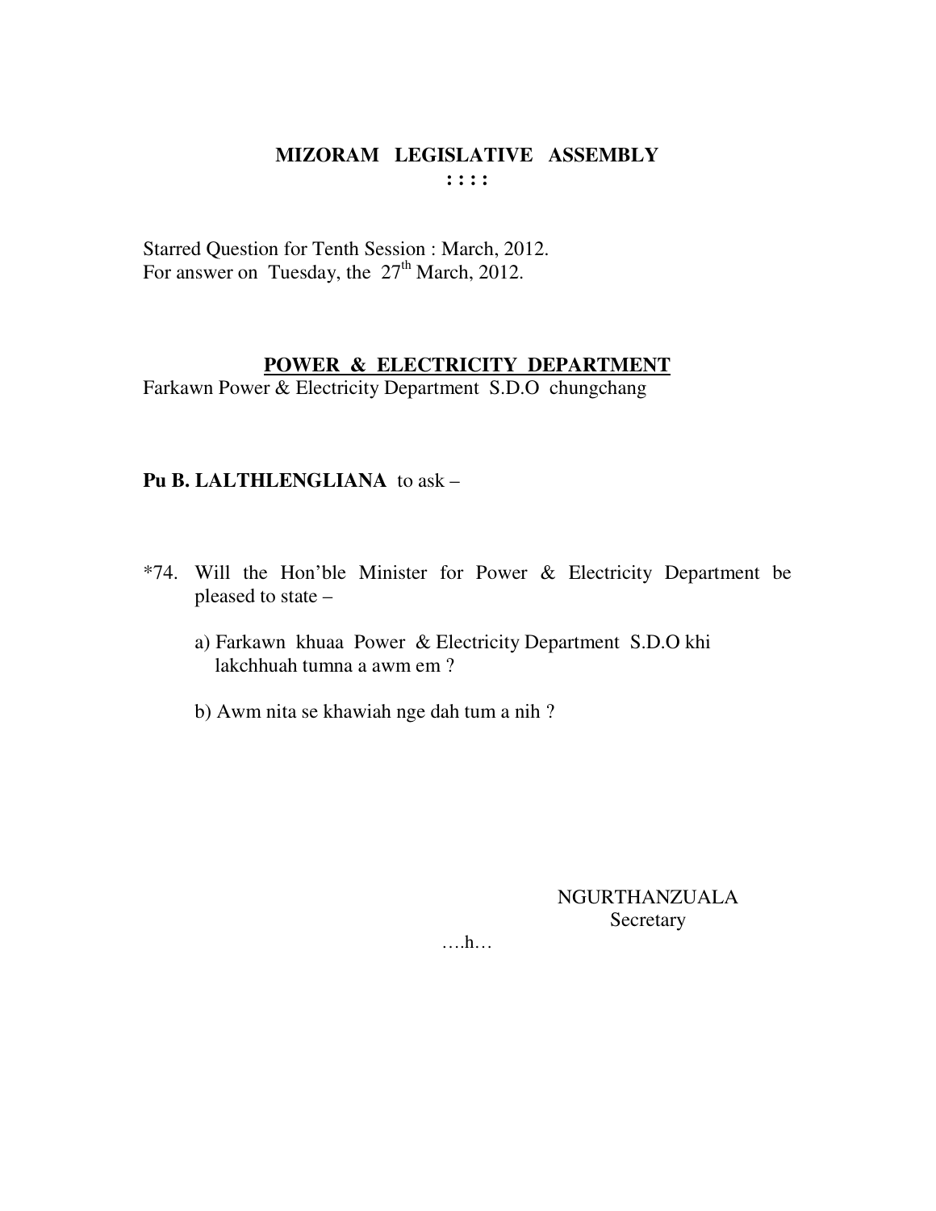# MIZORAM LEGISLATIVE ASSEMBLY

: : : :

Starred Question for Tenth Session : March, 2012.
For answer on Tuesday, the 27th March, 2012.

## POWER & ELECTRICITY DEPARTMENT

Farkawn Power & Electricity Department S.D.O chungchang

**Pu B. LALTHLENGLIANA** to ask –

*74. Will the Hon'ble Minister for Power & Electricity Department be pleased to state –

a) Farkawn khuaa Power & Electricity Department S.D.O khi lakchhuah tumna a awm em ?

b) Awm nita se khawiah nge dah tum a nih ?

NGURTHANZUALA
Secretary

….h…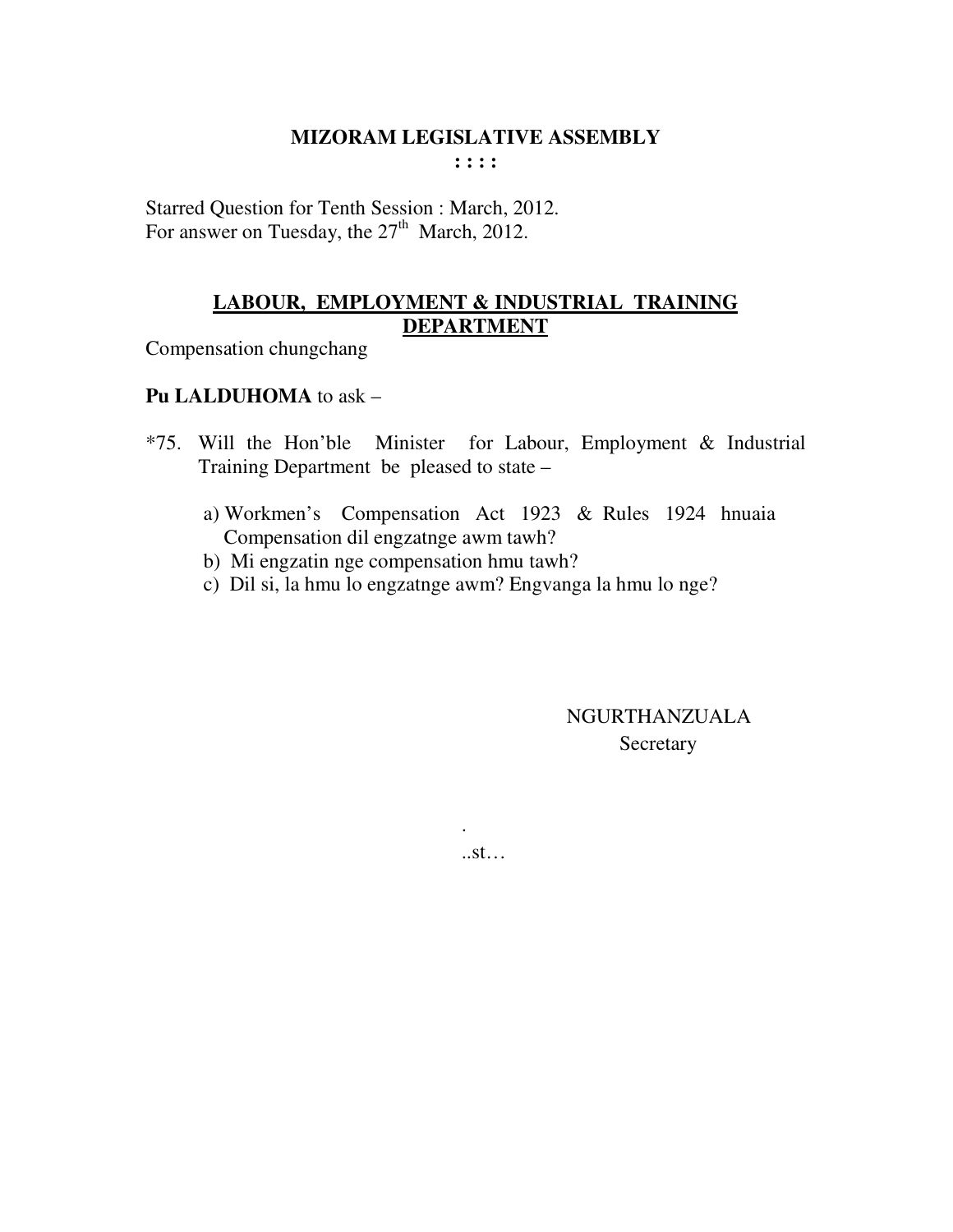# MIZORAM LEGISLATIVE ASSEMBLY

**: : : :**

Starred Question for Tenth Session : March, 2012.
For answer on Tuesday, the 27th March, 2012.

## LABOUR, EMPLOYMENT & INDUSTRIAL TRAINING DEPARTMENT

Compensation chungchang

**Pu LALDUHOMA** to ask –

*75. Will the Hon'ble Minister for Labour, Employment & Industrial Training Department be pleased to state –

a) Workmen's Compensation Act 1923 & Rules 1924 hnuaia Compensation dil engzatnge awm tawh?
b) Mi engzatin nge compensation hmu tawh?
c) Dil si, la hmu lo engzatnge awm? Engvanga la hmu lo nge?

NGURTHANZUALA
Secretary

.
..st…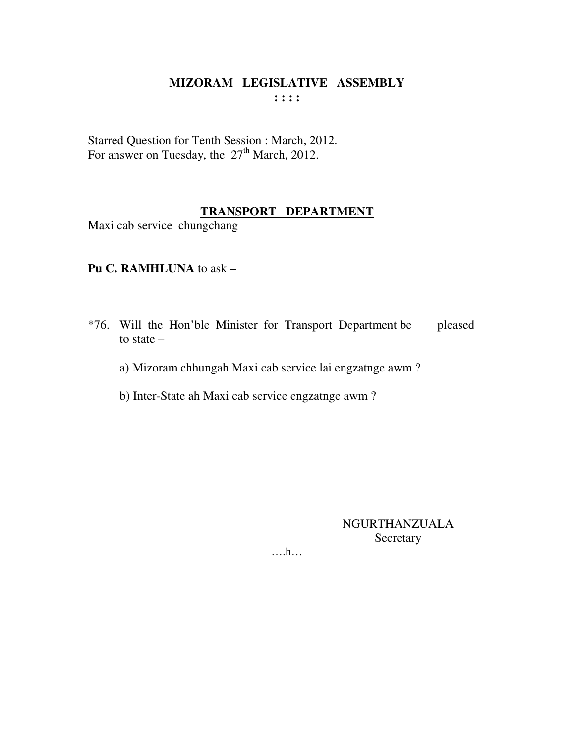**MIZORAM LEGISLATIVE ASSEMBLY**
**: : : :**

Starred Question for Tenth Session : March, 2012.
For answer on Tuesday, the 27th March, 2012.

**TRANSPORT DEPARTMENT**

Maxi cab service chungchang

**Pu C. RAMHLUNA** to ask –

*76. Will the Hon'ble Minister for Transport Department be pleased to state –

a) Mizoram chhungah Maxi cab service lai engzatnge awm ?

b) Inter-State ah Maxi cab service engzatnge awm ?

NGURTHANZUALA
Secretary

….h…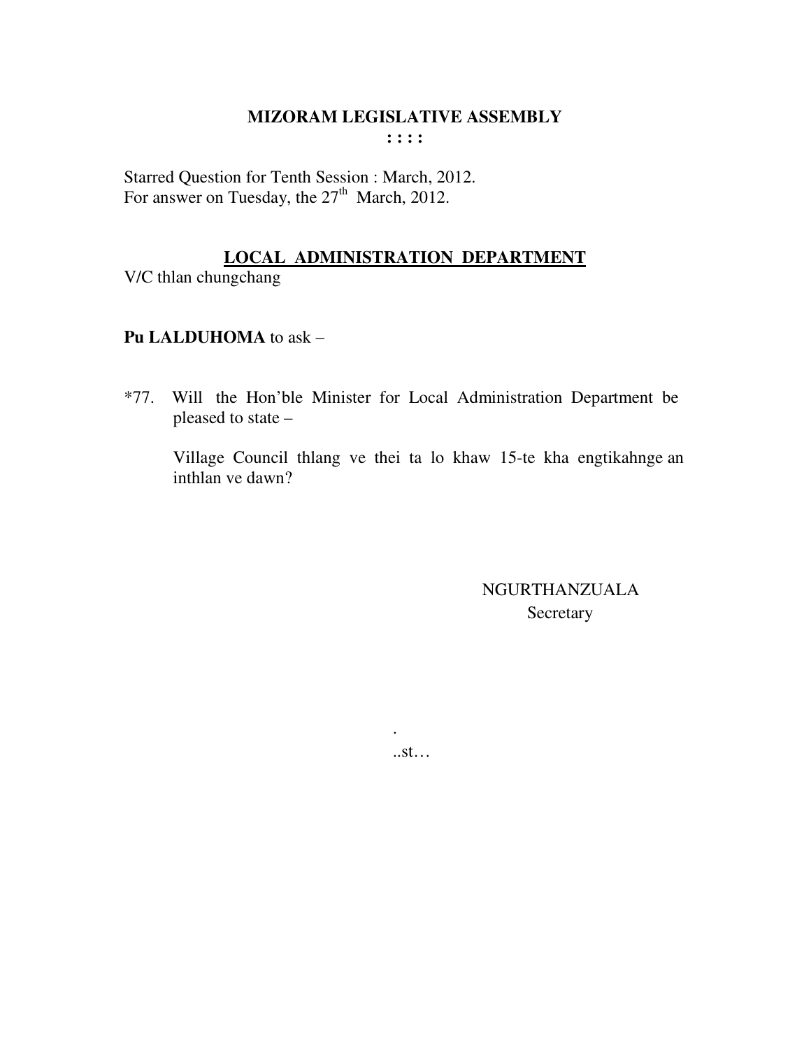# MIZORAM LEGISLATIVE ASSEMBLY

**: : : :**

Starred Question for Tenth Session : March, 2012.
For answer on Tuesday, the 27th March, 2012.

## LOCAL ADMINISTRATION DEPARTMENT

V/C thlan chungchang

**Pu LALDUHOMA** to ask –

*77. Will the Hon'ble Minister for Local Administration Department be pleased to state –

Village Council thlang ve thei ta lo khaw 15-te kha engtikahnge an inthlan ve dawn?

NGURTHANZUALA
Secretary

.
..st…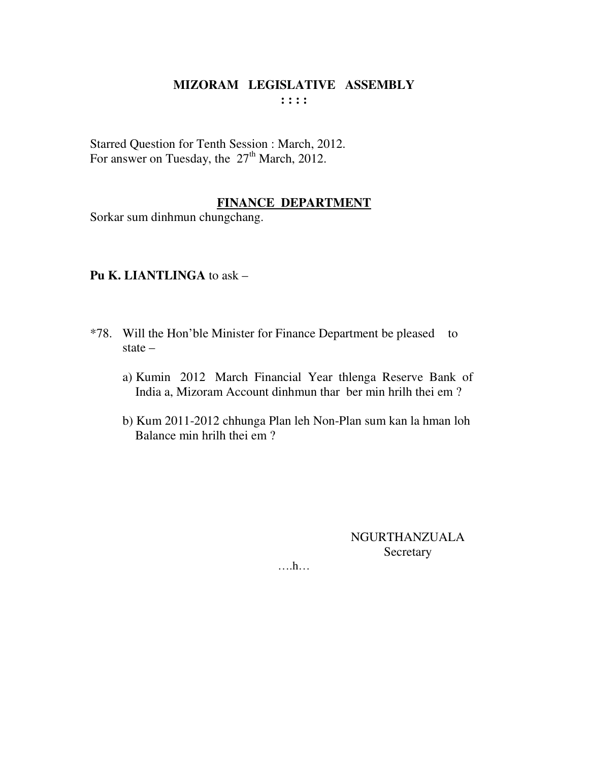# MIZORAM LEGISLATIVE ASSEMBLY

**: : : :**

Starred Question for Tenth Session : March, 2012.
For answer on Tuesday, the 27th March, 2012.

## FINANCE DEPARTMENT

Sorkar sum dinhmun chungchang.

**Pu K. LIANTLINGA** to ask –

*78. Will the Hon'ble Minister for Finance Department be pleased to state –

a) Kumin 2012 March Financial Year thlenga Reserve Bank of India a, Mizoram Account dinhmun thar ber min hrilh thei em ?

b) Kum 2011-2012 chhunga Plan leh Non-Plan sum kan la hman loh Balance min hrilh thei em ?

NGURTHANZUALA
Secretary

….h…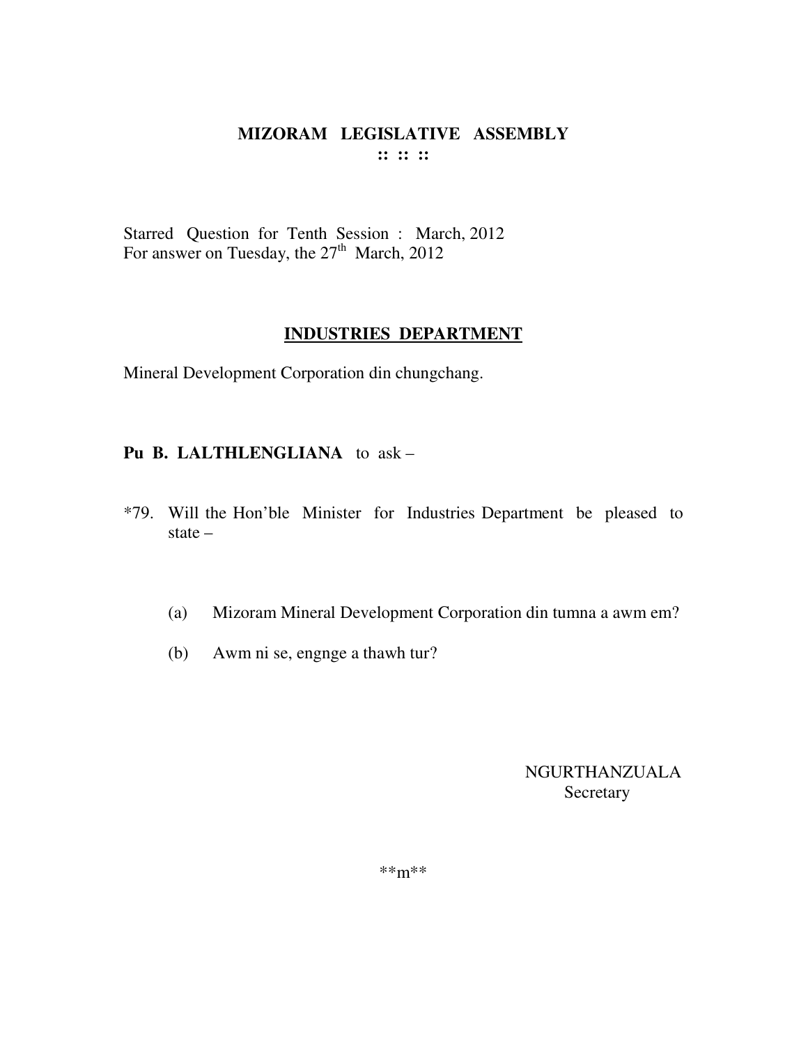# MIZORAM LEGISLATIVE ASSEMBLY

**:: :: ::**

Starred Question for Tenth Session : March, 2012
For answer on Tuesday, the 27th March, 2012

## INDUSTRIES DEPARTMENT

Mineral Development Corporation din chungchang.

**Pu B. LALTHLENGLIANA** to ask –

*79. Will the Hon'ble Minister for Industries Department be pleased to state –

(a) Mizoram Mineral Development Corporation din tumna a awm em?

(b) Awm ni se, engnge a thawh tur?

NGURTHANZUALA
Secretary

**m**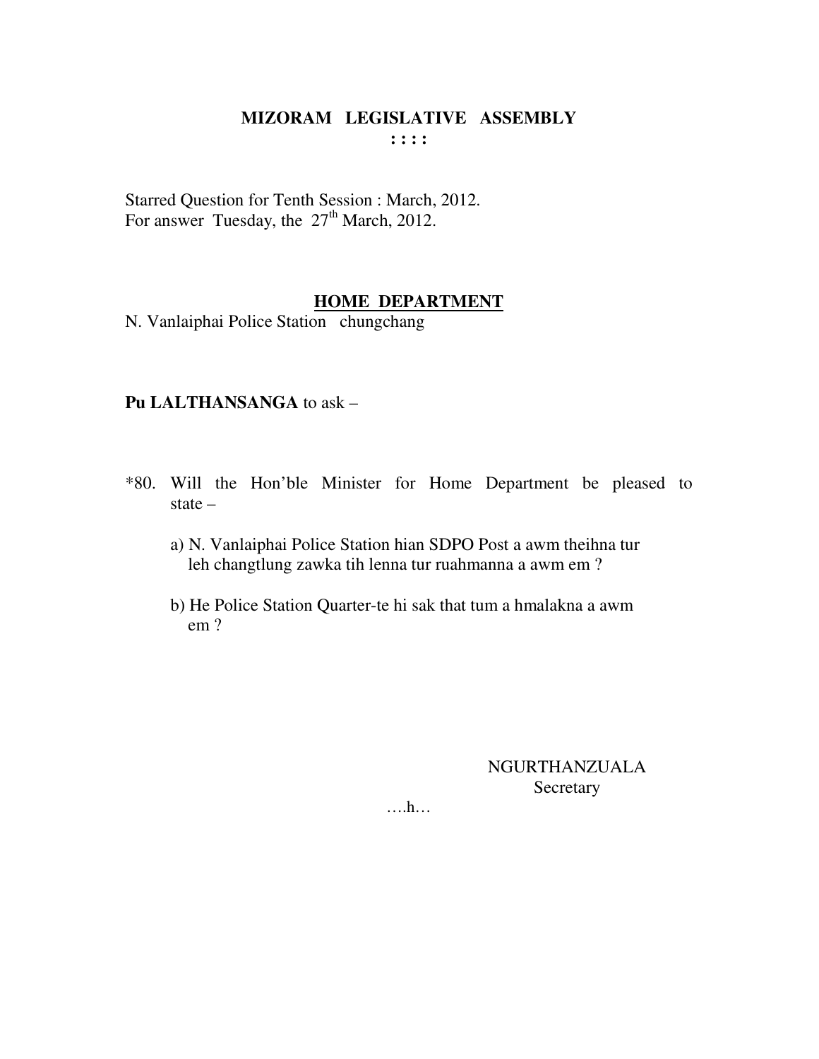# MIZORAM LEGISLATIVE ASSEMBLY

: : : :

Starred Question for Tenth Session : March, 2012.
For answer Tuesday, the 27th March, 2012.

## HOME DEPARTMENT

N. Vanlaiphai Police Station chungchang

**Pu LALTHANSANGA** to ask –

*80. Will the Hon'ble Minister for Home Department be pleased to state –

a) N. Vanlaiphai Police Station hian SDPO Post a awm theihna tur leh changtlung zawka tih lenna tur ruahmanna a awm em ?

b) He Police Station Quarter-te hi sak that tum a hmalakna a awm em ?

NGURTHANZUALA
Secretary

….h…